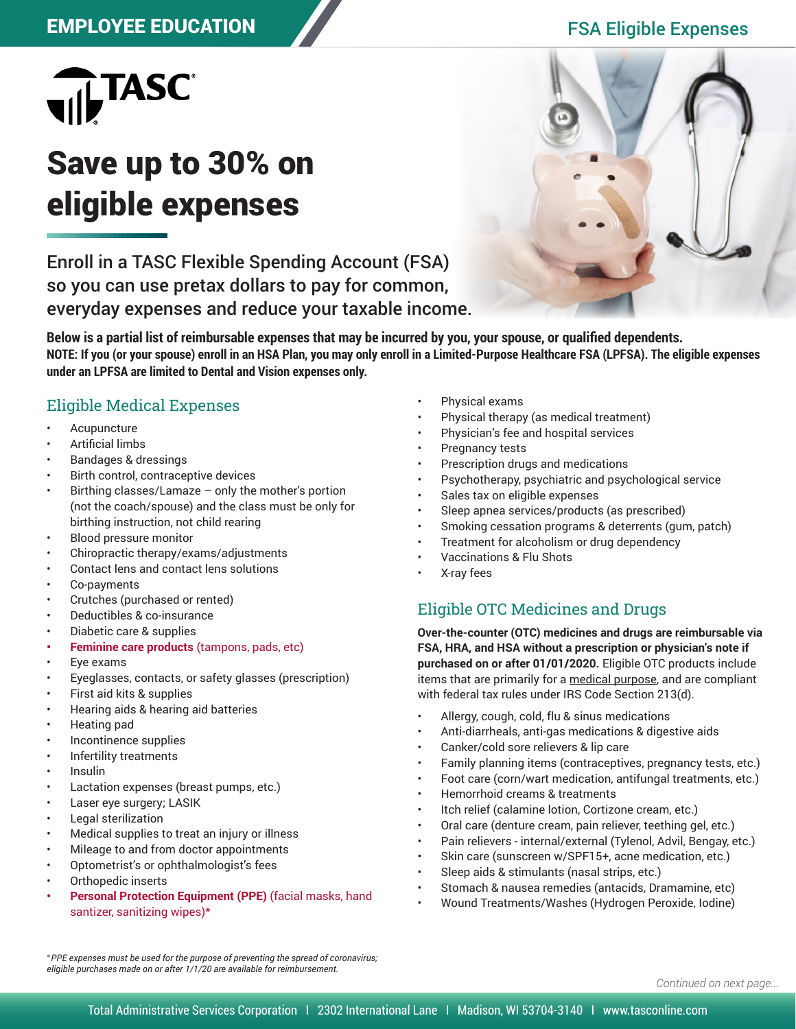EMPLOYEE EDUCATION

FSA Eligible Expenses

TASC

# Save up to 30% on eligible expenses

Enroll in a TASC Flexible Spending Account (FSA) so you can use pretax dollars to pay for common, everyday expenses and reduce your taxable income.

**Below is a partial list of reimbursable expenses that may be incurred by you, your spouse, or qualified dependents.**
**NOTE: If you (or your spouse) enroll in an HSA Plan, you may only enroll in a Limited-Purpose Healthcare FSA (LPFSA). The eligible expenses under an LPFSA are limited to Dental and Vision expenses only.**

## Eligible Medical Expenses

- Acupuncture
- Artificial limbs
- Bandages & dressings
- Birth control, contraceptive devices
- Birthing classes/Lamaze – only the mother's portion (not the coach/spouse) and the class must be only for birthing instruction, not child rearing
- Blood pressure monitor
- Chiropractic therapy/exams/adjustments
- Contact lens and contact lens solutions
- Co-payments
- Crutches (purchased or rented)
- Deductibles & co-insurance
- Diabetic care & supplies
- **Feminine care products** (tampons, pads, etc)
- Eye exams
- Eyeglasses, contacts, or safety glasses (prescription)
- First aid kits & supplies
- Hearing aids & hearing aid batteries
- Heating pad
- Incontinence supplies
- Infertility treatments
- Insulin
- Lactation expenses (breast pumps, etc.)
- Laser eye surgery; LASIK
- Legal sterilization
- Medical supplies to treat an injury or illness
- Mileage to and from doctor appointments
- Optometrist's or ophthalmologist's fees
- Orthopedic inserts
- **Personal Protection Equipment (PPE)** (facial masks, hand santizer, sanitizing wipes)*
- Physical exams
- Physical therapy (as medical treatment)
- Physician's fee and hospital services
- Pregnancy tests
- Prescription drugs and medications
- Psychotherapy, psychiatric and psychological service
- Sales tax on eligible expenses
- Sleep apnea services/products (as prescribed)
- Smoking cessation programs & deterrents (gum, patch)
- Treatment for alcoholism or drug dependency
- Vaccinations & Flu Shots
- X-ray fees

## Eligible OTC Medicines and Drugs

**Over-the-counter (OTC) medicines and drugs are reimbursable via FSA, HRA, and HSA without a prescription or physician's note if purchased on or after 01/01/2020.** Eligible OTC products include items that are primarily for a medical purpose, and are compliant with federal tax rules under IRS Code Section 213(d).

- Allergy, cough, cold, flu & sinus medications
- Anti-diarrheals, anti-gas medications & digestive aids
- Canker/cold sore relievers & lip care
- Family planning items (contraceptives, pregnancy tests, etc.)
- Foot care (corn/wart medication, antifungal treatments, etc.)
- Hemorrhoid creams & treatments
- Itch relief (calamine lotion, Cortizone cream, etc.)
- Oral care (denture cream, pain reliever, teething gel, etc.)
- Pain relievers - internal/external (Tylenol, Advil, Bengay, etc.)
- Skin care (sunscreen w/SPF15+, acne medication, etc.)
- Sleep aids & stimulants (nasal strips, etc.)
- Stomach & nausea remedies (antacids, Dramamine, etc)
- Wound Treatments/Washes (Hydrogen Peroxide, Iodine)

*\*PPE expenses must be used for the purpose of preventing the spread of coronavirus; eligible purchases made on or after 1/1/20 are available for reimbursement.*

*Continued on next page...*

Total Administrative Services Corporation | 2302 International Lane | Madison, WI 53704-3140 | www.tasconline.com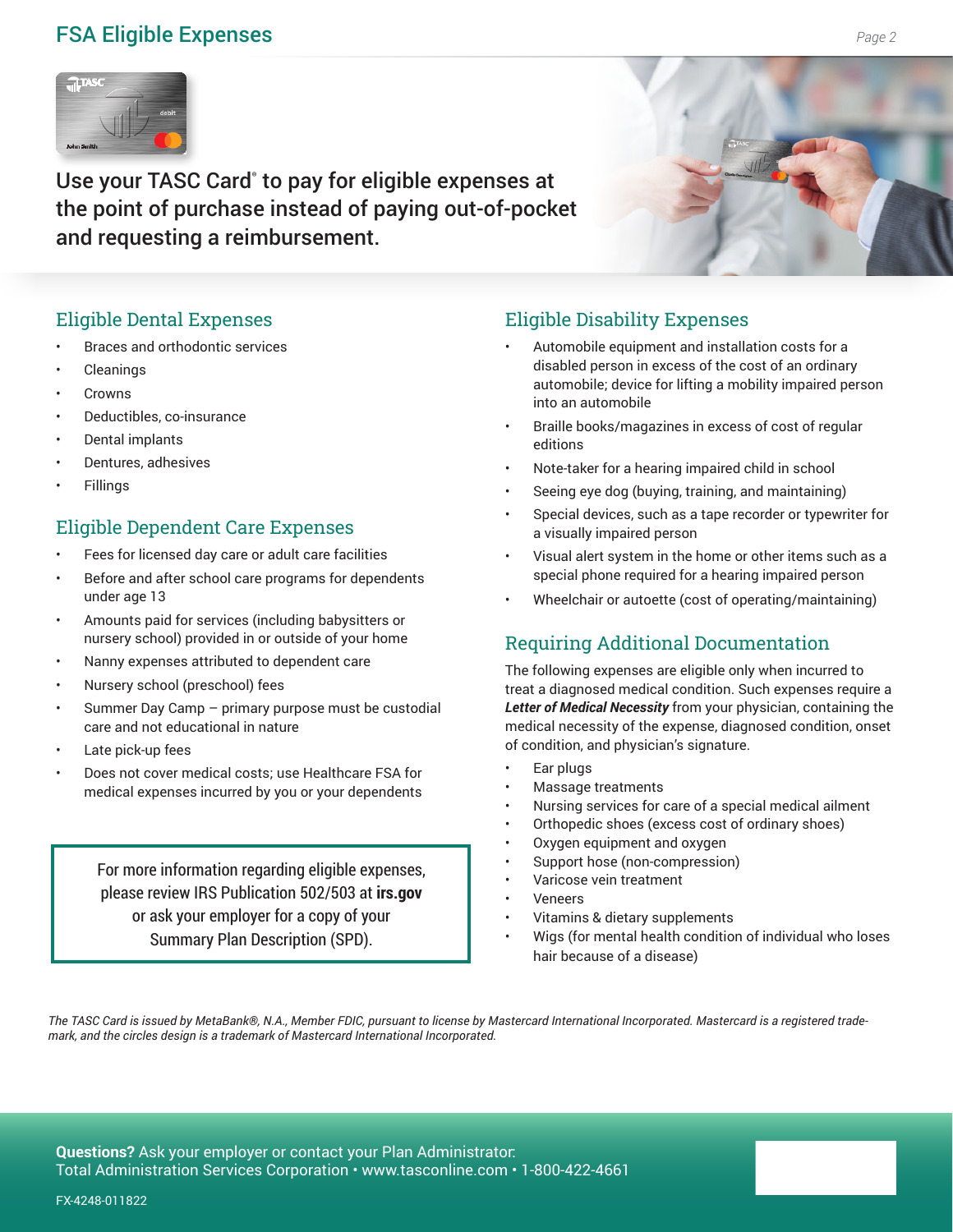# FSA Eligible Expenses

**Use your TASC Card® to pay for eligible expenses at the point of purchase instead of paying out-of-pocket and requesting a reimbursement.**

## Eligible Dental Expenses

- Braces and orthodontic services
- Cleanings
- Crowns
- Deductibles, co-insurance
- Dental implants
- Dentures, adhesives
- Fillings

## Eligible Dependent Care Expenses

- Fees for licensed day care or adult care facilities
- Before and after school care programs for dependents under age 13
- Amounts paid for services (including babysitters or nursery school) provided in or outside of your home
- Nanny expenses attributed to dependent care
- Nursery school (preschool) fees
- Summer Day Camp – primary purpose must be custodial care and not educational in nature
- Late pick-up fees
- Does not cover medical costs; use Healthcare FSA for medical expenses incurred by you or your dependents

For more information regarding eligible expenses, please review IRS Publication 502/503 at **irs.gov** or ask your employer for a copy of your Summary Plan Description (SPD).

## Eligible Disability Expenses

- Automobile equipment and installation costs for a disabled person in excess of the cost of an ordinary automobile; device for lifting a mobility impaired person into an automobile
- Braille books/magazines in excess of cost of regular editions
- Note-taker for a hearing impaired child in school
- Seeing eye dog (buying, training, and maintaining)
- Special devices, such as a tape recorder or typewriter for a visually impaired person
- Visual alert system in the home or other items such as a special phone required for a hearing impaired person
- Wheelchair or autoette (cost of operating/maintaining)

## Requiring Additional Documentation

The following expenses are eligible only when incurred to treat a diagnosed medical condition. Such expenses require a ***Letter of Medical Necessity*** from your physician, containing the medical necessity of the expense, diagnosed condition, onset of condition, and physician's signature.

- Ear plugs
- Massage treatments
- Nursing services for care of a special medical ailment
- Orthopedic shoes (excess cost of ordinary shoes)
- Oxygen equipment and oxygen
- Support hose (non-compression)
- Varicose vein treatment
- Veneers
- Vitamins & dietary supplements
- Wigs (for mental health condition of individual who loses hair because of a disease)

*The TASC Card is issued by MetaBank®, N.A., Member FDIC, pursuant to license by Mastercard International Incorporated. Mastercard is a registered trademark, and the circles design is a trademark of Mastercard International Incorporated.*

**Questions?** Ask your employer or contact your Plan Administrator:
Total Administration Services Corporation • www.tasconline.com • 1-800-422-4661

FX-4248-011822